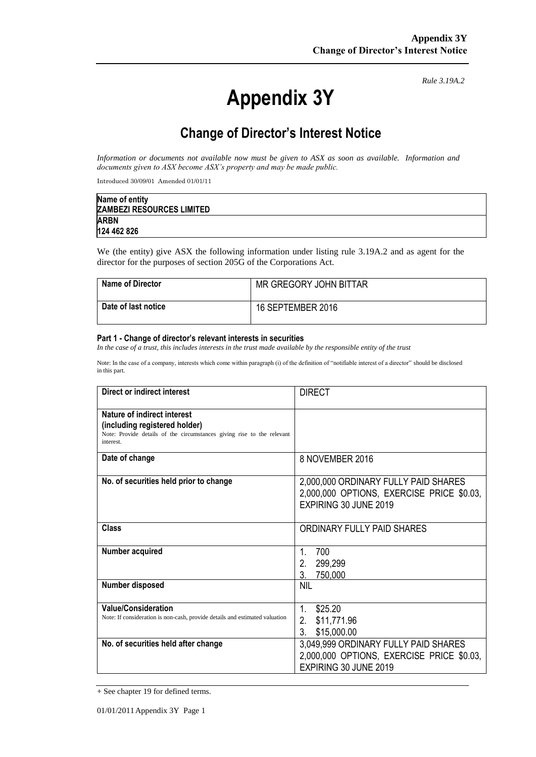*Rule 3.19A.2*

# Appendix 3Y

## Change of Director's Interest Notice

*Information or documents not available now must be given to ASX as soon as available. Information and documents given to ASX become ASX's property and may be made public.*

Introduced 30/09/01 Amended 01/01/11

| **Name of entity** |
|---|
| **ZAMBEZI RESOURCES LIMITED** |
| **ARBN** |
| **124 462 826** |

We (the entity) give ASX the following information under listing rule 3.19A.2 and as agent for the director for the purposes of section 205G of the Corporations Act.

| **Name of Director** | MR GREGORY JOHN BITTAR |
|---|---|
| **Date of last notice** | 16 SEPTEMBER 2016 |

#### Part 1 - Change of director's relevant interests in securities

*In the case of a trust, this includes interests in the trust made available by the responsible entity of the trust*

Note: In the case of a company, interests which come within paragraph (i) of the definition of "notifiable interest of a director" should be disclosed in this part.

| **Direct or indirect interest** | DIRECT |
|---|---|
| **Nature of indirect interest (including registered holder)**<br>Note: Provide details of the circumstances giving rise to the relevant interest. | |
| **Date of change** | 8 NOVEMBER 2016 |
| **No. of securities held prior to change** | 2,000,000 ORDINARY FULLY PAID SHARES<br>2,000,000 OPTIONS, EXERCISE PRICE \$0.03, EXPIRING 30 JUNE 2019 |
| **Class** | ORDINARY FULLY PAID SHARES |
| **Number acquired** | 1. 700<br>2. 299,299<br>3. 750,000 |
| **Number disposed** | NIL |
| **Value/Consideration**<br>Note: If consideration is non-cash, provide details and estimated valuation | 1. \$25.20<br>2. \$11,771.96<br>3. \$15,000.00 |
| **No. of securities held after change** | 3,049,999 ORDINARY FULLY PAID SHARES<br>2,000,000 OPTIONS, EXERCISE PRICE \$0.03, EXPIRING 30 JUNE 2019 |

+ See chapter 19 for defined terms.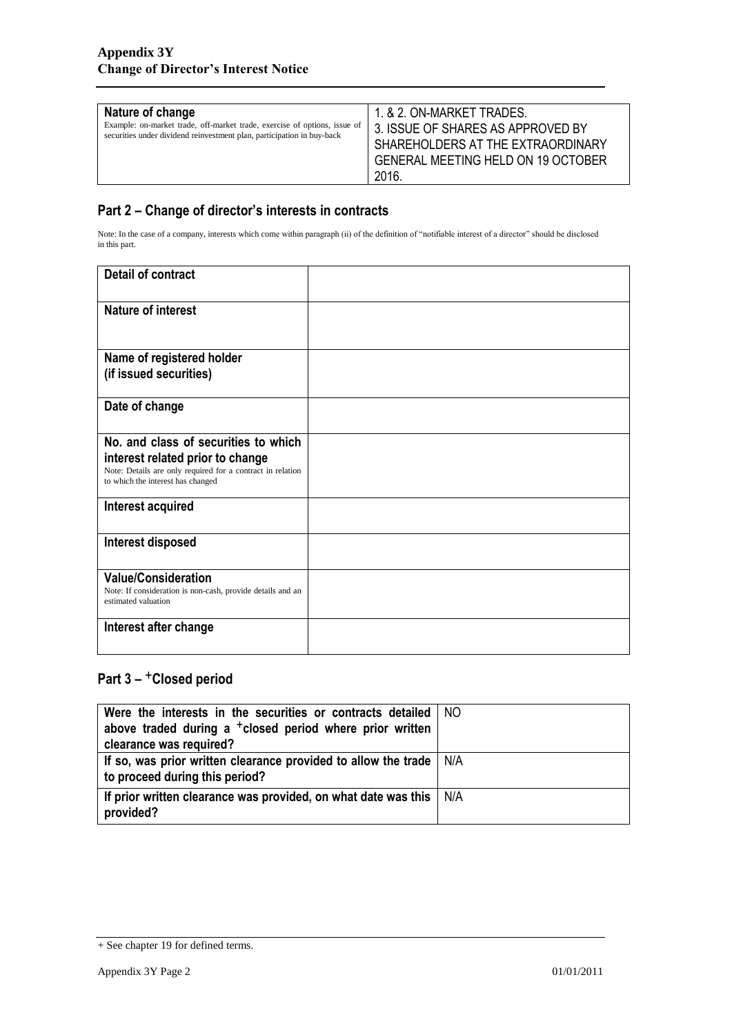| | |
|---|---|
| **Nature of change**<br>Example: on-market trade, off-market trade, exercise of options, issue of securities under dividend reinvestment plan, participation in buy-back | 1. & 2. ON-MARKET TRADES.<br>3. ISSUE OF SHARES AS APPROVED BY SHAREHOLDERS AT THE EXTRAORDINARY GENERAL MEETING HELD ON 19 OCTOBER 2016. |

## Part 2 – Change of director's interests in contracts

Note: In the case of a company, interests which come within paragraph (ii) of the definition of "notifiable interest of a director" should be disclosed in this part.

| | |
|---|---|
| **Detail of contract** | |
| **Nature of interest** | |
| **Name of registered holder (if issued securities)** | |
| **Date of change** | |
| **No. and class of securities to which interest related prior to change**<br>Note: Details are only required for a contract in relation to which the interest has changed | |
| **Interest acquired** | |
| **Interest disposed** | |
| **Value/Consideration**<br>Note: If consideration is non-cash, provide details and an estimated valuation | |
| **Interest after change** | |

## Part 3 – +Closed period

| | |
|---|---|
| **Were the interests in the securities or contracts detailed above traded during a +closed period where prior written clearance was required?** | NO |
| **If so, was prior written clearance provided to allow the trade to proceed during this period?** | N/A |
| **If prior written clearance was provided, on what date was this provided?** | N/A |

+ See chapter 19 for defined terms.